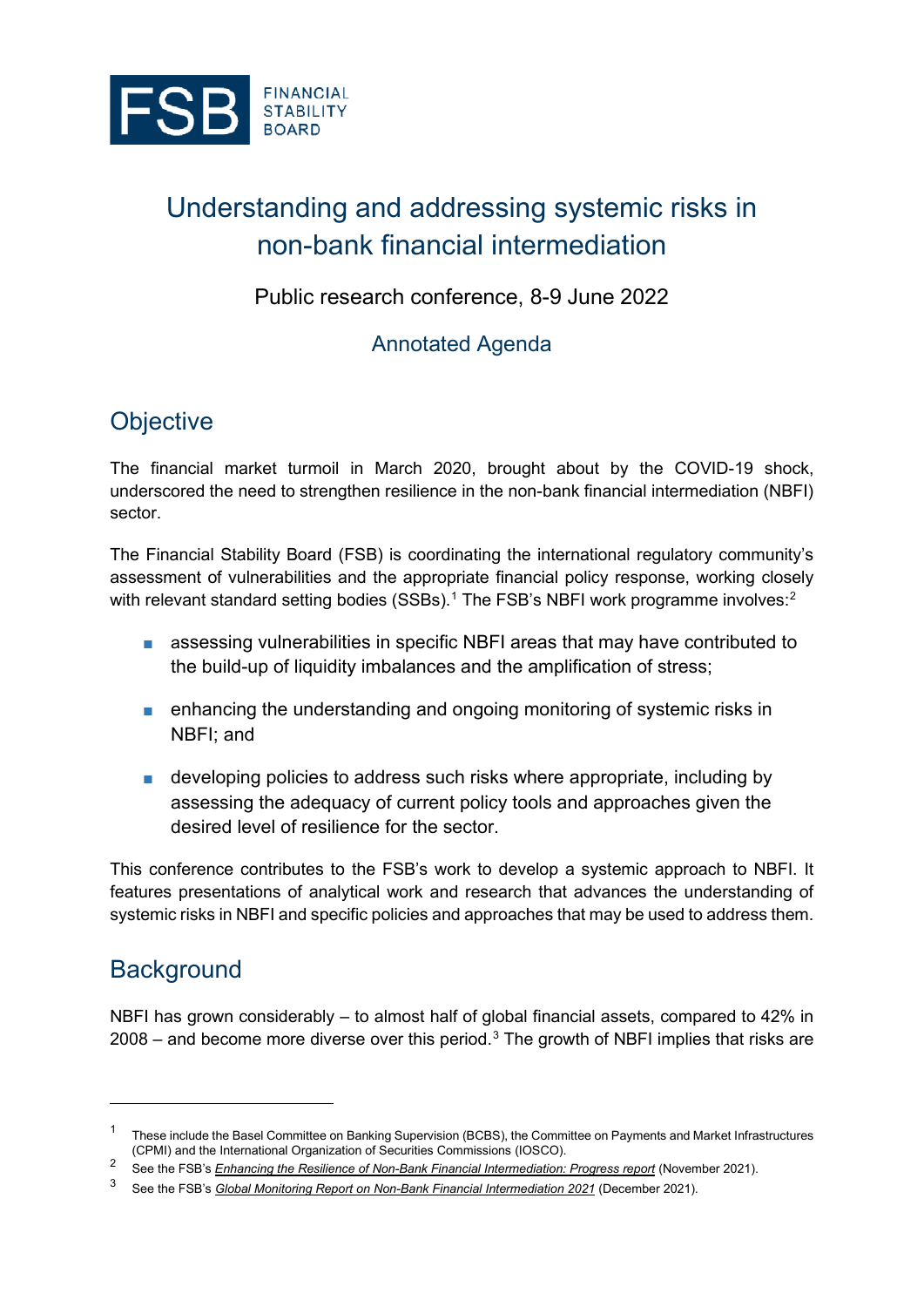FSB FINANCIAL STABILITY BOARD

# Understanding and addressing systemic risks in non-bank financial intermediation

Public research conference, 8-9 June 2022

Annotated Agenda

## Objective

The financial market turmoil in March 2020, brought about by the COVID-19 shock, underscored the need to strengthen resilience in the non-bank financial intermediation (NBFI) sector.

The Financial Stability Board (FSB) is coordinating the international regulatory community's assessment of vulnerabilities and the appropriate financial policy response, working closely with relevant standard setting bodies (SSBs).[1] The FSB's NBFI work programme involves:[2]

- assessing vulnerabilities in specific NBFI areas that may have contributed to the build-up of liquidity imbalances and the amplification of stress;
- enhancing the understanding and ongoing monitoring of systemic risks in NBFI; and
- developing policies to address such risks where appropriate, including by assessing the adequacy of current policy tools and approaches given the desired level of resilience for the sector.

This conference contributes to the FSB's work to develop a systemic approach to NBFI. It features presentations of analytical work and research that advances the understanding of systemic risks in NBFI and specific policies and approaches that may be used to address them.

## Background

NBFI has grown considerably – to almost half of global financial assets, compared to 42% in 2008 – and become more diverse over this period.[3] The growth of NBFI implies that risks are

---

[1] These include the Basel Committee on Banking Supervision (BCBS), the Committee on Payments and Market Infrastructures (CPMI) and the International Organization of Securities Commissions (IOSCO).

[2] See the FSB's *Enhancing the Resilience of Non-Bank Financial Intermediation: Progress report* (November 2021).

[3] See the FSB's *Global Monitoring Report on Non-Bank Financial Intermediation 2021* (December 2021).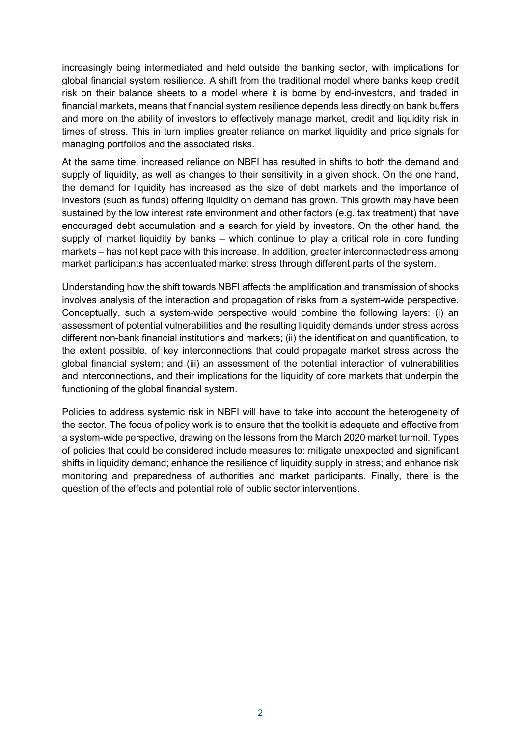increasingly being intermediated and held outside the banking sector, with implications for global financial system resilience. A shift from the traditional model where banks keep credit risk on their balance sheets to a model where it is borne by end-investors, and traded in financial markets, means that financial system resilience depends less directly on bank buffers and more on the ability of investors to effectively manage market, credit and liquidity risk in times of stress. This in turn implies greater reliance on market liquidity and price signals for managing portfolios and the associated risks.

At the same time, increased reliance on NBFI has resulted in shifts to both the demand and supply of liquidity, as well as changes to their sensitivity in a given shock. On the one hand, the demand for liquidity has increased as the size of debt markets and the importance of investors (such as funds) offering liquidity on demand has grown. This growth may have been sustained by the low interest rate environment and other factors (e.g. tax treatment) that have encouraged debt accumulation and a search for yield by investors. On the other hand, the supply of market liquidity by banks – which continue to play a critical role in core funding markets – has not kept pace with this increase. In addition, greater interconnectedness among market participants has accentuated market stress through different parts of the system.

Understanding how the shift towards NBFI affects the amplification and transmission of shocks involves analysis of the interaction and propagation of risks from a system-wide perspective. Conceptually, such a system-wide perspective would combine the following layers: (i) an assessment of potential vulnerabilities and the resulting liquidity demands under stress across different non-bank financial institutions and markets; (ii) the identification and quantification, to the extent possible, of key interconnections that could propagate market stress across the global financial system; and (iii) an assessment of the potential interaction of vulnerabilities and interconnections, and their implications for the liquidity of core markets that underpin the functioning of the global financial system.

Policies to address systemic risk in NBFI will have to take into account the heterogeneity of the sector. The focus of policy work is to ensure that the toolkit is adequate and effective from a system-wide perspective, drawing on the lessons from the March 2020 market turmoil. Types of policies that could be considered include measures to: mitigate unexpected and significant shifts in liquidity demand; enhance the resilience of liquidity supply in stress; and enhance risk monitoring and preparedness of authorities and market participants. Finally, there is the question of the effects and potential role of public sector interventions.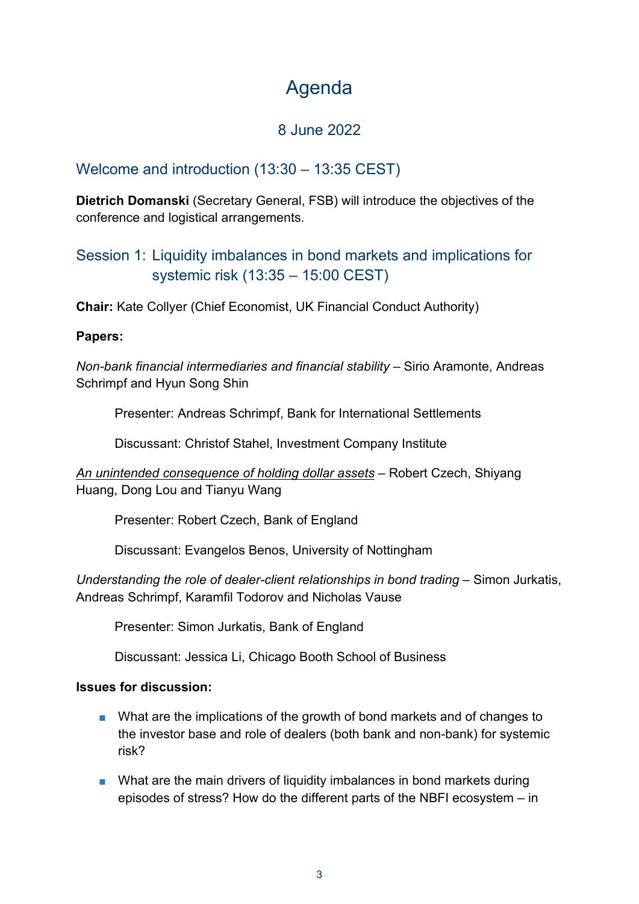# Agenda

## 8 June 2022

### Welcome and introduction (13:30 – 13:35 CEST)

**Dietrich Domanski** (Secretary General, FSB) will introduce the objectives of the conference and logistical arrangements.

### Session 1: Liquidity imbalances in bond markets and implications for systemic risk (13:35 – 15:00 CEST)

**Chair:** Kate Collyer (Chief Economist, UK Financial Conduct Authority)

**Papers:**

*Non-bank financial intermediaries and financial stability* – Sirio Aramonte, Andreas Schrimpf and Hyun Song Shin

> Presenter: Andreas Schrimpf, Bank for International Settlements
>
> Discussant: Christof Stahel, Investment Company Institute

*An unintended consequence of holding dollar assets* – Robert Czech, Shiyang Huang, Dong Lou and Tianyu Wang

> Presenter: Robert Czech, Bank of England
>
> Discussant: Evangelos Benos, University of Nottingham

*Understanding the role of dealer-client relationships in bond trading* – Simon Jurkatis, Andreas Schrimpf, Karamfil Todorov and Nicholas Vause

> Presenter: Simon Jurkatis, Bank of England
>
> Discussant: Jessica Li, Chicago Booth School of Business

**Issues for discussion:**

- What are the implications of the growth of bond markets and of changes to the investor base and role of dealers (both bank and non-bank) for systemic risk?
- What are the main drivers of liquidity imbalances in bond markets during episodes of stress? How do the different parts of the NBFI ecosystem – in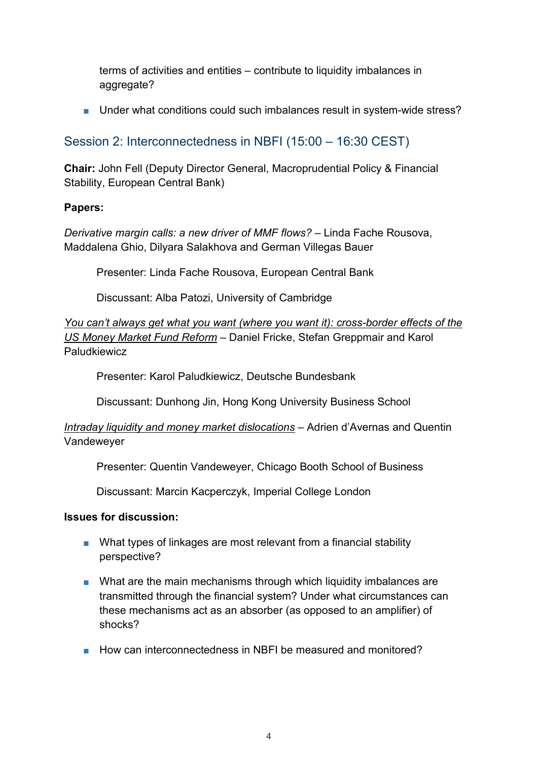terms of activities and entities – contribute to liquidity imbalances in aggregate?

- Under what conditions could such imbalances result in system-wide stress?

## Session 2: Interconnectedness in NBFI (15:00 – 16:30 CEST)

**Chair:** John Fell (Deputy Director General, Macroprudential Policy & Financial Stability, European Central Bank)

**Papers:**

*Derivative margin calls: a new driver of MMF flows?* – Linda Fache Rousova, Maddalena Ghio, Dilyara Salakhova and German Villegas Bauer

Presenter: Linda Fache Rousova, European Central Bank

Discussant: Alba Patozi, University of Cambridge

*You can't always get what you want (where you want it): cross-border effects of the US Money Market Fund Reform* – Daniel Fricke, Stefan Greppmair and Karol Paludkiewicz

Presenter: Karol Paludkiewicz, Deutsche Bundesbank

Discussant: Dunhong Jin, Hong Kong University Business School

*Intraday liquidity and money market dislocations* – Adrien d'Avernas and Quentin Vandeweyer

Presenter: Quentin Vandeweyer, Chicago Booth School of Business

Discussant: Marcin Kacperczyk, Imperial College London

**Issues for discussion:**

- What types of linkages are most relevant from a financial stability perspective?
- What are the main mechanisms through which liquidity imbalances are transmitted through the financial system? Under what circumstances can these mechanisms act as an absorber (as opposed to an amplifier) of shocks?
- How can interconnectedness in NBFI be measured and monitored?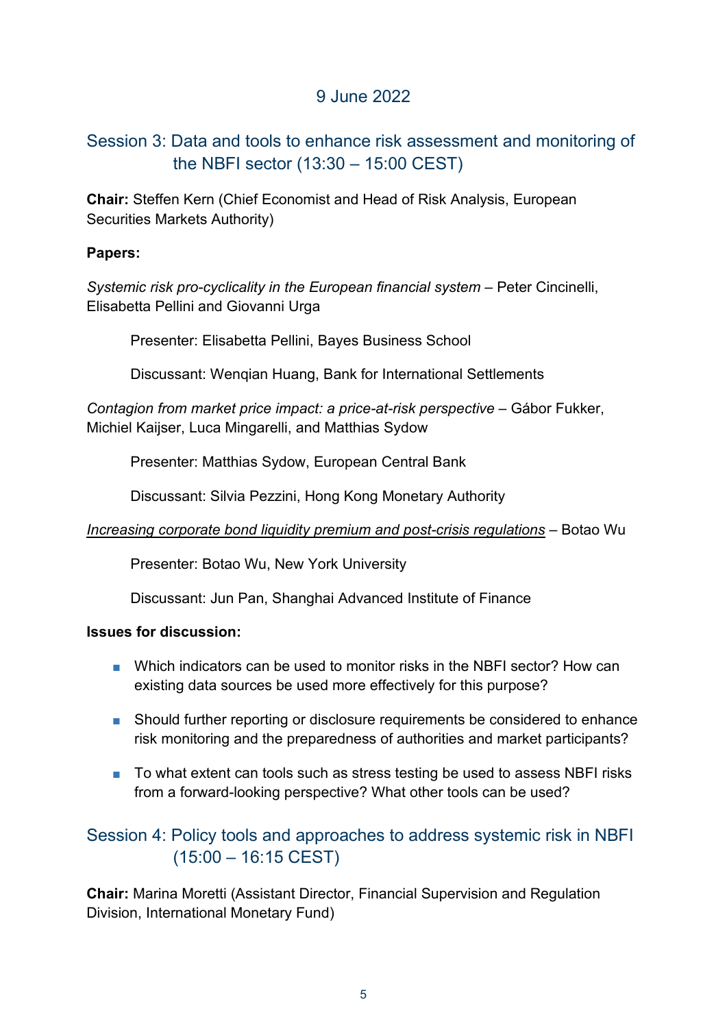## 9 June 2022

## Session 3: Data and tools to enhance risk assessment and monitoring of the NBFI sector (13:30 – 15:00 CEST)

**Chair:** Steffen Kern (Chief Economist and Head of Risk Analysis, European Securities Markets Authority)

**Papers:**

*Systemic risk pro-cyclicality in the European financial system* – Peter Cincinelli, Elisabetta Pellini and Giovanni Urga

Presenter: Elisabetta Pellini, Bayes Business School

Discussant: Wenqian Huang, Bank for International Settlements

*Contagion from market price impact: a price-at-risk perspective* – Gábor Fukker, Michiel Kaijser, Luca Mingarelli, and Matthias Sydow

Presenter: Matthias Sydow, European Central Bank

Discussant: Silvia Pezzini, Hong Kong Monetary Authority

*Increasing corporate bond liquidity premium and post-crisis regulations* – Botao Wu

Presenter: Botao Wu, New York University

Discussant: Jun Pan, Shanghai Advanced Institute of Finance

**Issues for discussion:**

- Which indicators can be used to monitor risks in the NBFI sector? How can existing data sources be used more effectively for this purpose?
- Should further reporting or disclosure requirements be considered to enhance risk monitoring and the preparedness of authorities and market participants?
- To what extent can tools such as stress testing be used to assess NBFI risks from a forward-looking perspective? What other tools can be used?

## Session 4: Policy tools and approaches to address systemic risk in NBFI (15:00 – 16:15 CEST)

**Chair:** Marina Moretti (Assistant Director, Financial Supervision and Regulation Division, International Monetary Fund)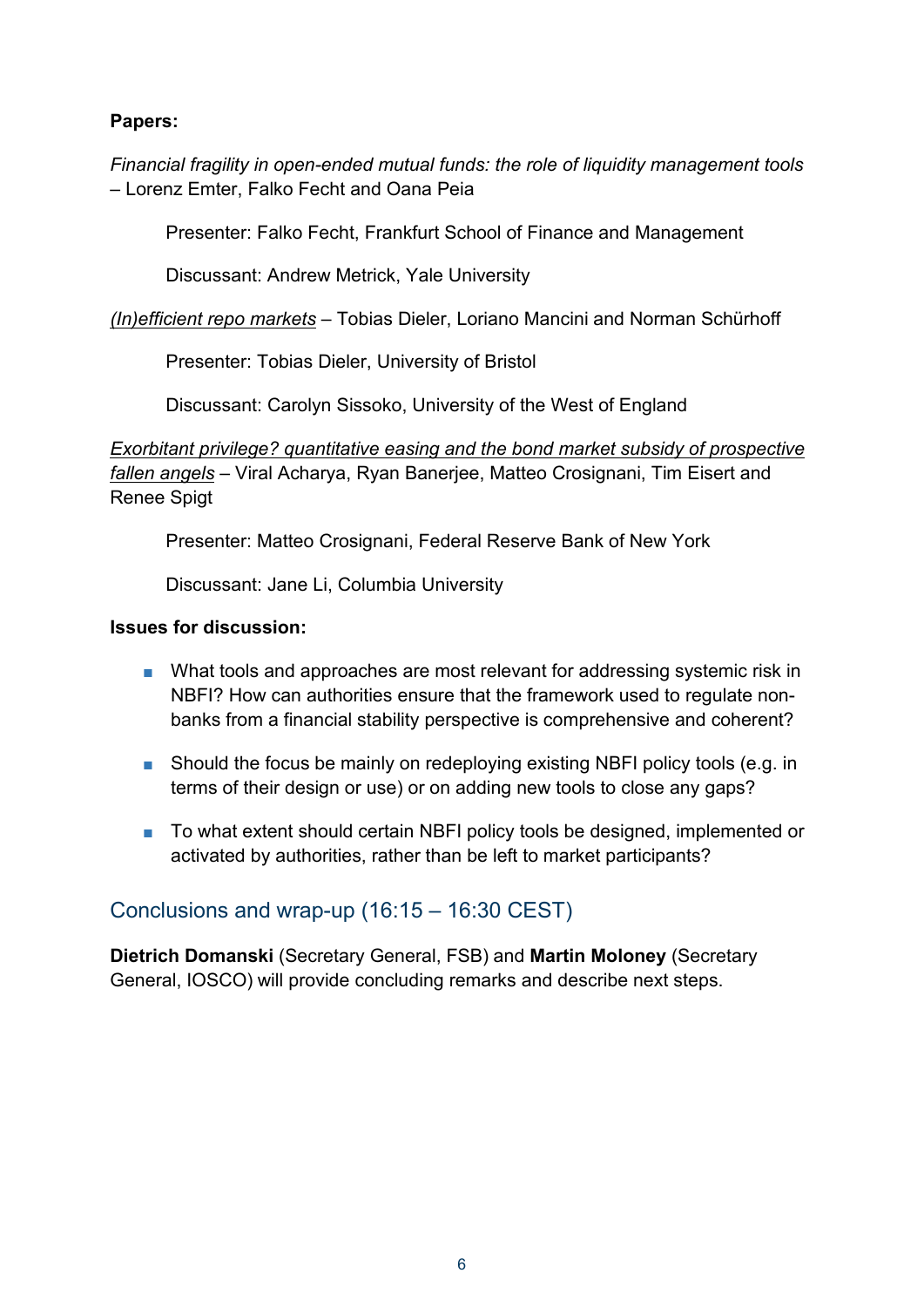**Papers:**

*Financial fragility in open-ended mutual funds: the role of liquidity management tools* – Lorenz Emter, Falko Fecht and Oana Peia

Presenter: Falko Fecht, Frankfurt School of Finance and Management

Discussant: Andrew Metrick, Yale University

*(In)efficient repo markets* – Tobias Dieler, Loriano Mancini and Norman Schürhoff

Presenter: Tobias Dieler, University of Bristol

Discussant: Carolyn Sissoko, University of the West of England

*Exorbitant privilege? quantitative easing and the bond market subsidy of prospective fallen angels* – Viral Acharya, Ryan Banerjee, Matteo Crosignani, Tim Eisert and Renee Spigt

Presenter: Matteo Crosignani, Federal Reserve Bank of New York

Discussant: Jane Li, Columbia University

**Issues for discussion:**

- What tools and approaches are most relevant for addressing systemic risk in NBFI? How can authorities ensure that the framework used to regulate non-banks from a financial stability perspective is comprehensive and coherent?
- Should the focus be mainly on redeploying existing NBFI policy tools (e.g. in terms of their design or use) or on adding new tools to close any gaps?
- To what extent should certain NBFI policy tools be designed, implemented or activated by authorities, rather than be left to market participants?

## Conclusions and wrap-up (16:15 – 16:30 CEST)

**Dietrich Domanski** (Secretary General, FSB) and **Martin Moloney** (Secretary General, IOSCO) will provide concluding remarks and describe next steps.